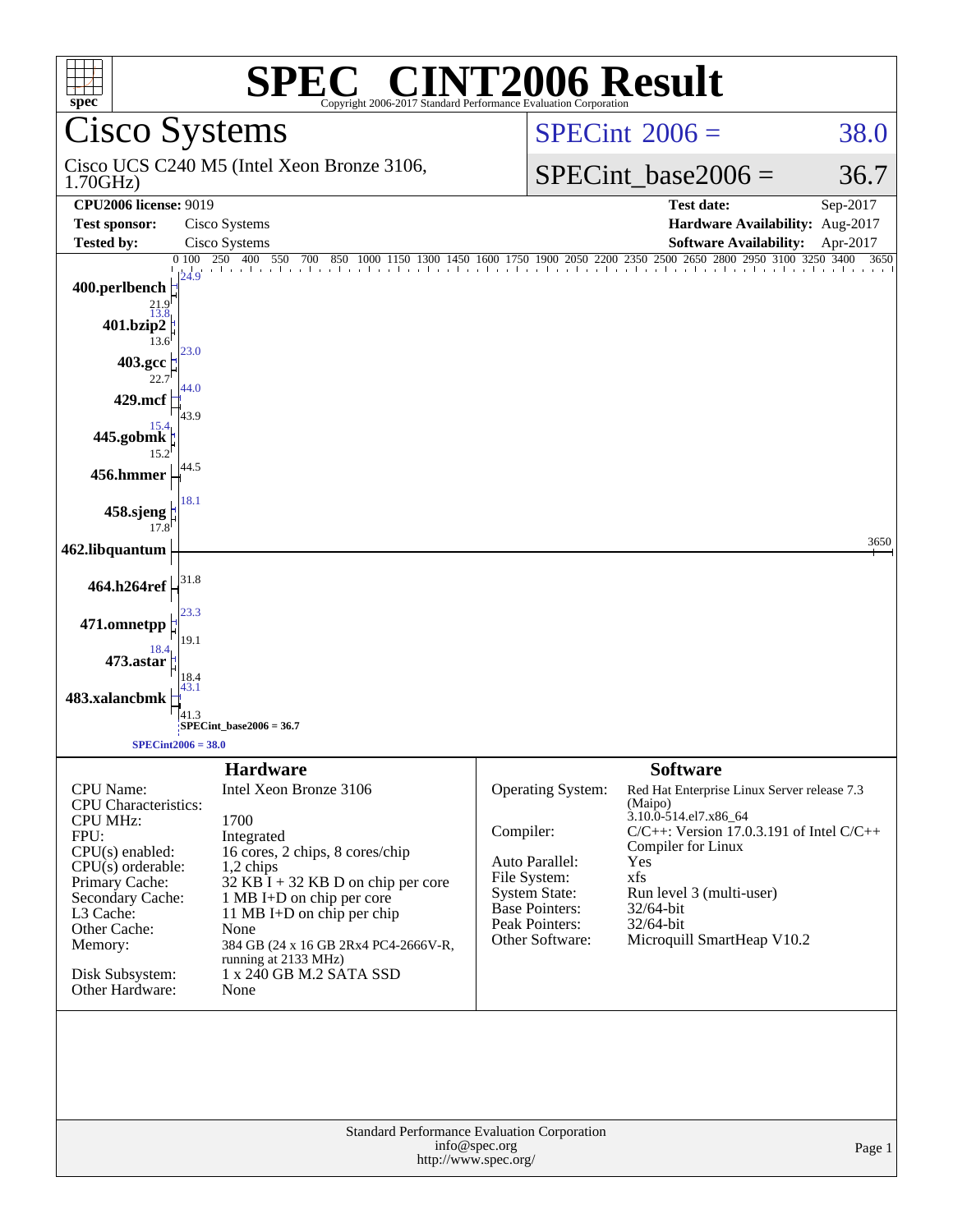# SPEC® CINT2006 Result

Copyright 2006-2017 Standard Performance Evaluation Corporation

## Cisco Systems

Cisco UCS C240 M5 (Intel Xeon Bronze 3106, 1.70GHz)

SPECint 2006 = 38.0

SPECint_base2006 = 36.7

| | | | |
|---|---|---|---|
| **CPU2006 license:** 9019 | | **Test date:** | Sep-2017 |
| **Test sponsor:** | Cisco Systems | **Hardware Availability:** | Aug-2017 |
| **Tested by:** | Cisco Systems | **Software Availability:** | Apr-2017 |

| Benchmark | Peak | Base |
|---|---|---|
| 400.perlbench | 24.9 | 21.9 |
| 401.bzip2 | 13.8 | 13.6 |
| 403.gcc | 23.0 | 22.7 |
| 429.mcf | 44.0 | 43.9 |
| 445.gobmk | 15.4 | 15.2 |
| 456.hmmer | 44.5 | |
| 458.sjeng | 18.1 | 17.8 |
| 462.libquantum | 3650 | |
| 464.h264ref | 31.8 | |
| 471.omnetpp | 23.3 | 19.1 |
| 473.astar | 18.4 | 18.4 |
| 483.xalancbmk | 43.1 | 41.3 |

SPECint_base2006 = 36.7

SPECint2006 = 38.0

### Hardware

| | |
|---|---|
| CPU Name: | Intel Xeon Bronze 3106 |
| CPU Characteristics: | |
| CPU MHz: | 1700 |
| FPU: | Integrated |
| CPU(s) enabled: | 16 cores, 2 chips, 8 cores/chip |
| CPU(s) orderable: | 1,2 chips |
| Primary Cache: | 32 KB I + 32 KB D on chip per core |
| Secondary Cache: | 1 MB I+D on chip per core |
| L3 Cache: | 11 MB I+D on chip per chip |
| Other Cache: | None |
| Memory: | 384 GB (24 x 16 GB 2Rx4 PC4-2666V-R, running at 2133 MHz) |
| Disk Subsystem: | 1 x 240 GB M.2 SATA SSD |
| Other Hardware: | None |

### Software

| | |
|---|---|
| Operating System: | Red Hat Enterprise Linux Server release 7.3 (Maipo) 3.10.0-514.el7.x86_64 |
| Compiler: | C/C++: Version 17.0.3.191 of Intel C/C++ Compiler for Linux |
| Auto Parallel: | Yes |
| File System: | xfs |
| System State: | Run level 3 (multi-user) |
| Base Pointers: | 32/64-bit |
| Peak Pointers: | 32/64-bit |
| Other Software: | Microquill SmartHeap V10.2 |

Standard Performance Evaluation Corporation
info@spec.org
http://www.spec.org/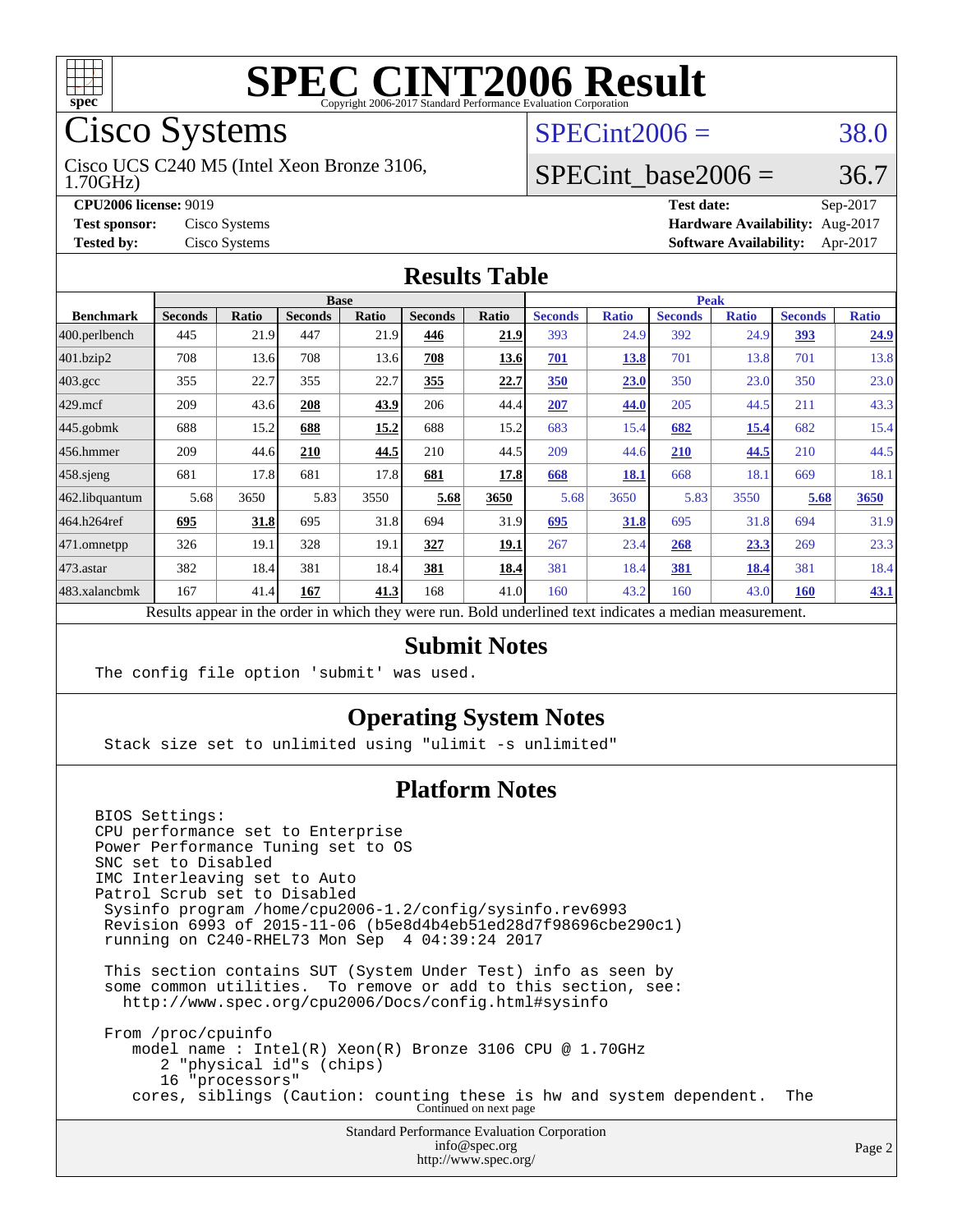# SPEC CINT2006 Result

Copyright 2006-2017 Standard Performance Evaluation Corporation

## Cisco Systems

Cisco UCS C240 M5 (Intel Xeon Bronze 3106, 1.70GHz)

SPECint2006 = 38.0

SPECint_base2006 = 36.7

| | | | |
|---|---|---|---|
| **CPU2006 license:** | 9019 | **Test date:** | Sep-2017 |
| **Test sponsor:** | Cisco Systems | **Hardware Availability:** | Aug-2017 |
| **Tested by:** | Cisco Systems | **Software Availability:** | Apr-2017 |

## Results Table

| | Base | | | | | | Peak | | | | | |
|---|---|---|---|---|---|---|---|---|---|---|---|---|
| **Benchmark** | **Seconds** | **Ratio** | **Seconds** | **Ratio** | **Seconds** | **Ratio** | **Seconds** | **Ratio** | **Seconds** | **Ratio** | **Seconds** | **Ratio** |
| 400.perlbench | 445 | 21.9 | 447 | 21.9 | **446** | **21.9** | 393 | 24.9 | 392 | 24.9 | **393** | **24.9** |
| 401.bzip2 | 708 | 13.6 | 708 | 13.6 | **708** | **13.6** | **701** | **13.8** | 701 | 13.8 | 701 | 13.8 |
| 403.gcc | 355 | 22.7 | 355 | 22.7 | **355** | **22.7** | **350** | **23.0** | 350 | 23.0 | 350 | 23.0 |
| 429.mcf | 209 | 43.6 | **208** | **43.9** | 206 | 44.4 | **207** | **44.0** | 205 | 44.5 | 211 | 43.3 |
| 445.gobmk | 688 | 15.2 | **688** | **15.2** | 688 | 15.2 | 683 | 15.4 | **682** | **15.4** | 682 | 15.4 |
| 456.hmmer | 209 | 44.6 | **210** | **44.5** | 210 | 44.5 | 209 | 44.6 | **210** | **44.5** | 210 | 44.5 |
| 458.sjeng | 681 | 17.8 | 681 | 17.8 | **681** | **17.8** | **668** | **18.1** | 668 | 18.1 | 669 | 18.1 |
| 462.libquantum | 5.68 | 3650 | 5.83 | 3550 | **5.68** | **3650** | 5.68 | 3650 | 5.83 | 3550 | **5.68** | **3650** |
| 464.h264ref | **695** | **31.8** | 695 | 31.8 | 694 | 31.9 | **695** | **31.8** | 695 | 31.8 | 694 | 31.9 |
| 471.omnetpp | 326 | 19.1 | 328 | 19.1 | **327** | **19.1** | 267 | 23.4 | **268** | **23.3** | 269 | 23.3 |
| 473.astar | 382 | 18.4 | 381 | 18.4 | **381** | **18.4** | 381 | 18.4 | **381** | **18.4** | 381 | 18.4 |
| 483.xalancbmk | 167 | 41.4 | **167** | **41.3** | 168 | 41.0 | 160 | 43.2 | 160 | 43.0 | **160** | **43.1** |

Results appear in the order in which they were run. Bold underlined text indicates a median measurement.

## Submit Notes

```
The config file option 'submit' was used.
```

## Operating System Notes

```
Stack size set to unlimited using "ulimit -s unlimited"
```

## Platform Notes

```
BIOS Settings:
CPU performance set to Enterprise
Power Performance Tuning set to OS
SNC set to Disabled
IMC Interleaving set to Auto
Patrol Scrub set to Disabled
 Sysinfo program /home/cpu2006-1.2/config/sysinfo.rev6993
 Revision 6993 of 2015-11-06 (b5e8d4b4eb51ed28d7f98696cbe290c1)
 running on C240-RHEL73 Mon Sep  4 04:39:24 2017

 This section contains SUT (System Under Test) info as seen by
 some common utilities.  To remove or add to this section, see:
   http://www.spec.org/cpu2006/Docs/config.html#sysinfo

 From /proc/cpuinfo
    model name : Intel(R) Xeon(R) Bronze 3106 CPU @ 1.70GHz
       2 "physical id"s (chips)
       16 "processors"
    cores, siblings (Caution: counting these is hw and system dependent.  The
```

Continued on next page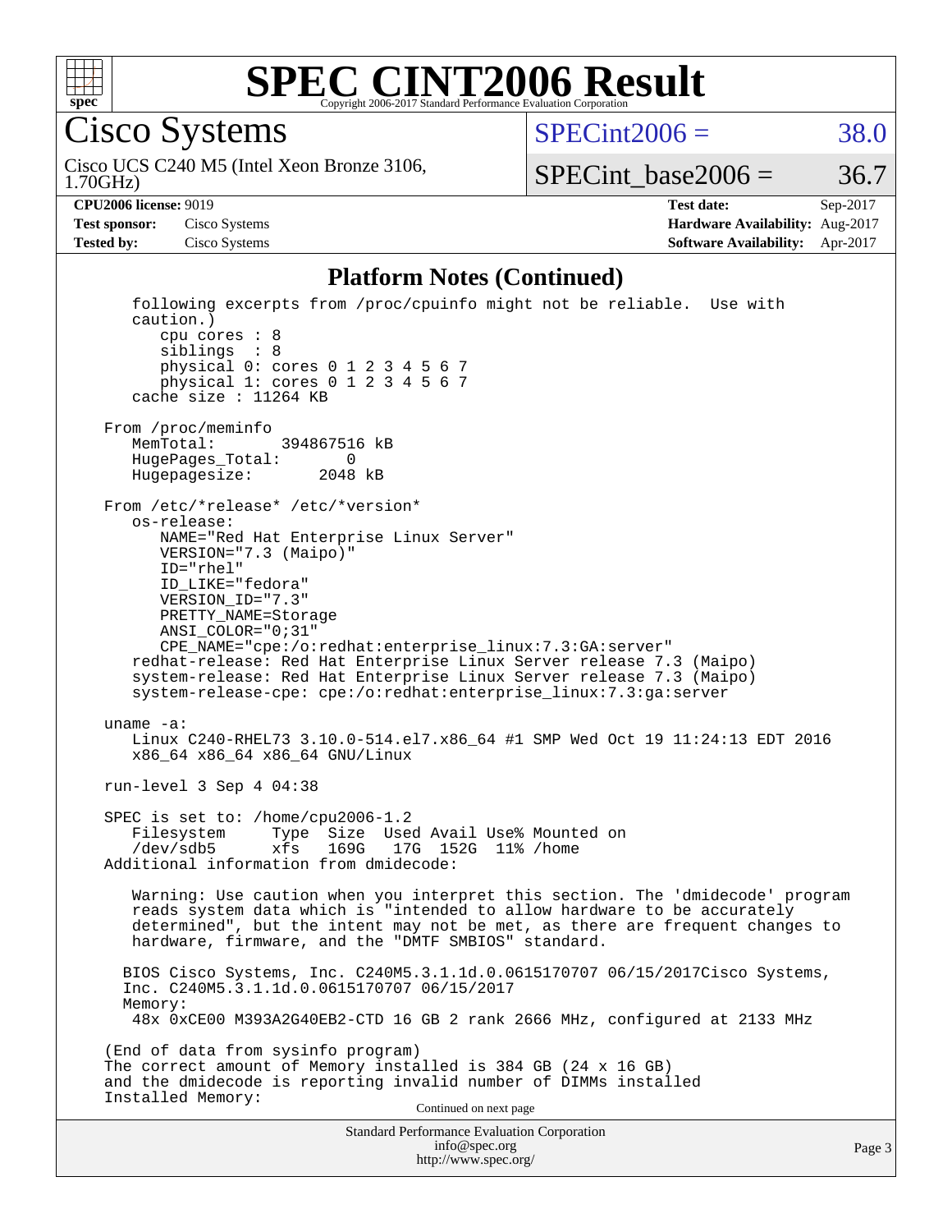## Platform Notes (Continued)

```
   following excerpts from /proc/cpuinfo might not be reliable.  Use with
   caution.)
      cpu cores : 8
      siblings  : 8
      physical 0: cores 0 1 2 3 4 5 6 7
      physical 1: cores 0 1 2 3 4 5 6 7
   cache size : 11264 KB

From /proc/meminfo
   MemTotal:       394867516 kB
   HugePages_Total:       0
   Hugepagesize:       2048 kB

From /etc/*release* /etc/*version*
   os-release:
      NAME="Red Hat Enterprise Linux Server"
      VERSION="7.3 (Maipo)"
      ID="rhel"
      ID_LIKE="fedora"
      VERSION_ID="7.3"
      PRETTY_NAME=Storage
      ANSI_COLOR="0;31"
      CPE_NAME="cpe:/o:redhat:enterprise_linux:7.3:GA:server"
   redhat-release: Red Hat Enterprise Linux Server release 7.3 (Maipo)
   system-release: Red Hat Enterprise Linux Server release 7.3 (Maipo)
   system-release-cpe: cpe:/o:redhat:enterprise_linux:7.3:ga:server

uname -a:
   Linux C240-RHEL73 3.10.0-514.el7.x86_64 #1 SMP Wed Oct 19 11:24:13 EDT 2016
   x86_64 x86_64 x86_64 GNU/Linux

run-level 3 Sep 4 04:38

SPEC is set to: /home/cpu2006-1.2
   Filesystem     Type  Size  Used Avail Use% Mounted on
   /dev/sdb5      xfs   169G   17G  152G  11% /home
Additional information from dmidecode:

   Warning: Use caution when you interpret this section. The 'dmidecode' program
   reads system data which is "intended to allow hardware to be accurately
   determined", but the intent may not be met, as there are frequent changes to
   hardware, firmware, and the "DMTF SMBIOS" standard.

  BIOS Cisco Systems, Inc. C240M5.3.1.1d.0.0615170707 06/15/2017Cisco Systems,
  Inc. C240M5.3.1.1d.0.0615170707 06/15/2017
  Memory:
   48x 0xCE00 M393A2G40EB2-CTD 16 GB 2 rank 2666 MHz, configured at 2133 MHz

(End of data from sysinfo program)
The correct amount of Memory installed is 384 GB (24 x 16 GB)
and the dmidecode is reporting invalid number of DIMMs installed
Installed Memory:
```

Continued on next page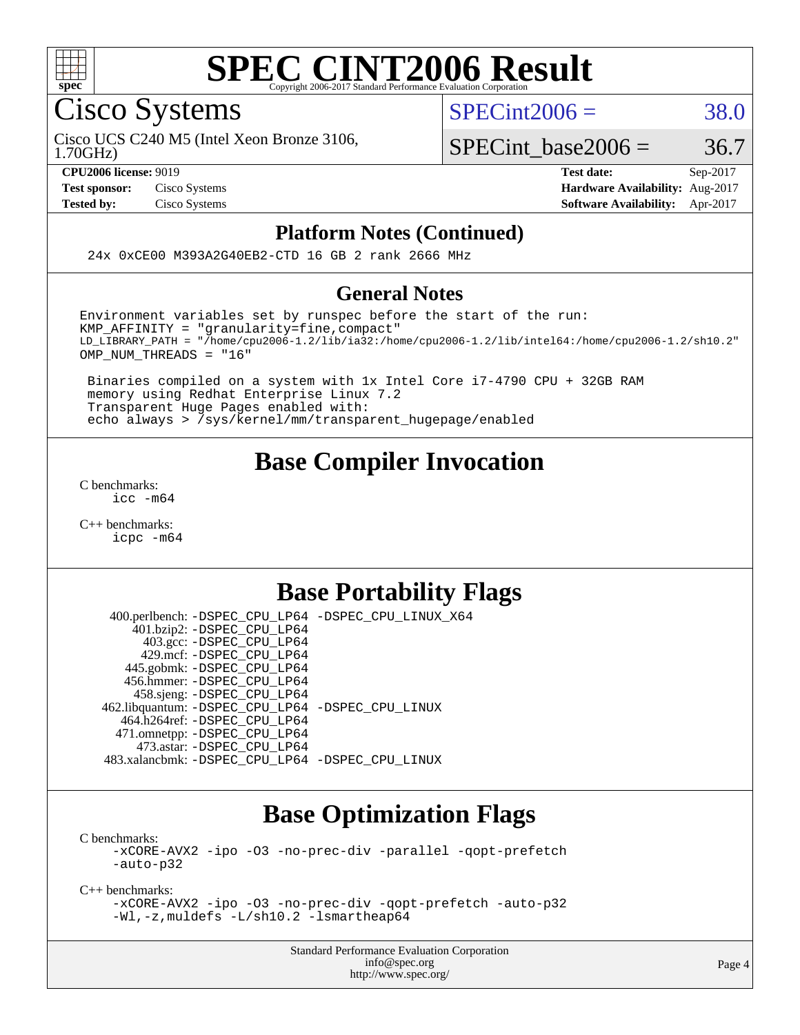# SPEC CINT2006 Result

Copyright 2006-2017 Standard Performance Evaluation Corporation

## Cisco Systems

Cisco UCS C240 M5 (Intel Xeon Bronze 3106, 1.70GHz)

SPECint2006 = 38.0

SPECint_base2006 = 36.7

**CPU2006 license:** 9019
**Test sponsor:** Cisco Systems
**Tested by:** Cisco Systems

**Test date:** Sep-2017
**Hardware Availability:** Aug-2017
**Software Availability:** Apr-2017

### Platform Notes (Continued)

```
24x 0xCE00 M393A2G40EB2-CTD 16 GB 2 rank 2666 MHz
```

### General Notes

```
Environment variables set by runspec before the start of the run:
KMP_AFFINITY = "granularity=fine,compact"
LD_LIBRARY_PATH = "/home/cpu2006-1.2/lib/ia32:/home/cpu2006-1.2/lib/intel64:/home/cpu2006-1.2/sh10.2"
OMP_NUM_THREADS = "16"

 Binaries compiled on a system with 1x Intel Core i7-4790 CPU + 32GB RAM
 memory using Redhat Enterprise Linux 7.2
 Transparent Huge Pages enabled with:
 echo always > /sys/kernel/mm/transparent_hugepage/enabled
```

## Base Compiler Invocation

C benchmarks:
    icc -m64

C++ benchmarks:
    icpc -m64

## Base Portability Flags

400.perlbench: -DSPEC_CPU_LP64 -DSPEC_CPU_LINUX_X64
401.bzip2: -DSPEC_CPU_LP64
403.gcc: -DSPEC_CPU_LP64
429.mcf: -DSPEC_CPU_LP64
445.gobmk: -DSPEC_CPU_LP64
456.hmmer: -DSPEC_CPU_LP64
458.sjeng: -DSPEC_CPU_LP64
462.libquantum: -DSPEC_CPU_LP64 -DSPEC_CPU_LINUX
464.h264ref: -DSPEC_CPU_LP64
471.omnetpp: -DSPEC_CPU_LP64
473.astar: -DSPEC_CPU_LP64
483.xalancbmk: -DSPEC_CPU_LP64 -DSPEC_CPU_LINUX

## Base Optimization Flags

C benchmarks:
    -xCORE-AVX2 -ipo -O3 -no-prec-div -parallel -qopt-prefetch -auto-p32

C++ benchmarks:
    -xCORE-AVX2 -ipo -O3 -no-prec-div -qopt-prefetch -auto-p32 -Wl,-z,muldefs -L/sh10.2 -lsmartheap64

Standard Performance Evaluation Corporation
info@spec.org
http://www.spec.org/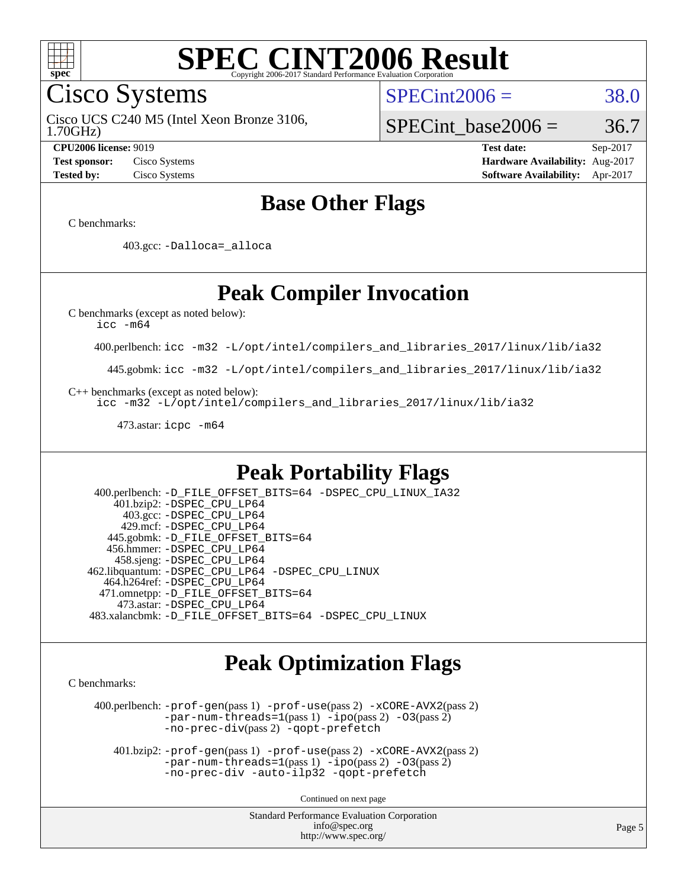# SPEC CINT2006 Result

Copyright 2006-2017 Standard Performance Evaluation Corporation

## Cisco Systems

Cisco UCS C240 M5 (Intel Xeon Bronze 3106, 1.70GHz)

SPECint2006 = 38.0

SPECint_base2006 = 36.7

| | | | |
|---|---|---|---|
| **CPU2006 license:** 9019 | | **Test date:** | Sep-2017 |
| **Test sponsor:** | Cisco Systems | **Hardware Availability:** | Aug-2017 |
| **Tested by:** | Cisco Systems | **Software Availability:** | Apr-2017 |

## Base Other Flags

C benchmarks:

403.gcc: `-Dalloca=_alloca`

## Peak Compiler Invocation

C benchmarks (except as noted below):
`icc -m64`

400.perlbench: `icc -m32 -L/opt/intel/compilers_and_libraries_2017/linux/lib/ia32`

445.gobmk: `icc -m32 -L/opt/intel/compilers_and_libraries_2017/linux/lib/ia32`

C++ benchmarks (except as noted below):
`icc -m32 -L/opt/intel/compilers_and_libraries_2017/linux/lib/ia32`

473.astar: `icpc -m64`

## Peak Portability Flags

400.perlbench: `-D_FILE_OFFSET_BITS=64 -DSPEC_CPU_LINUX_IA32`
401.bzip2: `-DSPEC_CPU_LP64`
403.gcc: `-DSPEC_CPU_LP64`
429.mcf: `-DSPEC_CPU_LP64`
445.gobmk: `-D_FILE_OFFSET_BITS=64`
456.hmmer: `-DSPEC_CPU_LP64`
458.sjeng: `-DSPEC_CPU_LP64`
462.libquantum: `-DSPEC_CPU_LP64 -DSPEC_CPU_LINUX`
464.h264ref: `-DSPEC_CPU_LP64`
471.omnetpp: `-D_FILE_OFFSET_BITS=64`
473.astar: `-DSPEC_CPU_LP64`
483.xalancbmk: `-D_FILE_OFFSET_BITS=64 -DSPEC_CPU_LINUX`

## Peak Optimization Flags

C benchmarks:

400.perlbench: `-prof-gen`(pass 1) `-prof-use`(pass 2) `-xCORE-AVX2`(pass 2) `-par-num-threads=1`(pass 1) `-ipo`(pass 2) `-O3`(pass 2) `-no-prec-div`(pass 2) `-qopt-prefetch`

401.bzip2: `-prof-gen`(pass 1) `-prof-use`(pass 2) `-xCORE-AVX2`(pass 2) `-par-num-threads=1`(pass 1) `-ipo`(pass 2) `-O3`(pass 2) `-no-prec-div -auto-ilp32 -qopt-prefetch`

Continued on next page

Standard Performance Evaluation Corporation
info@spec.org
http://www.spec.org/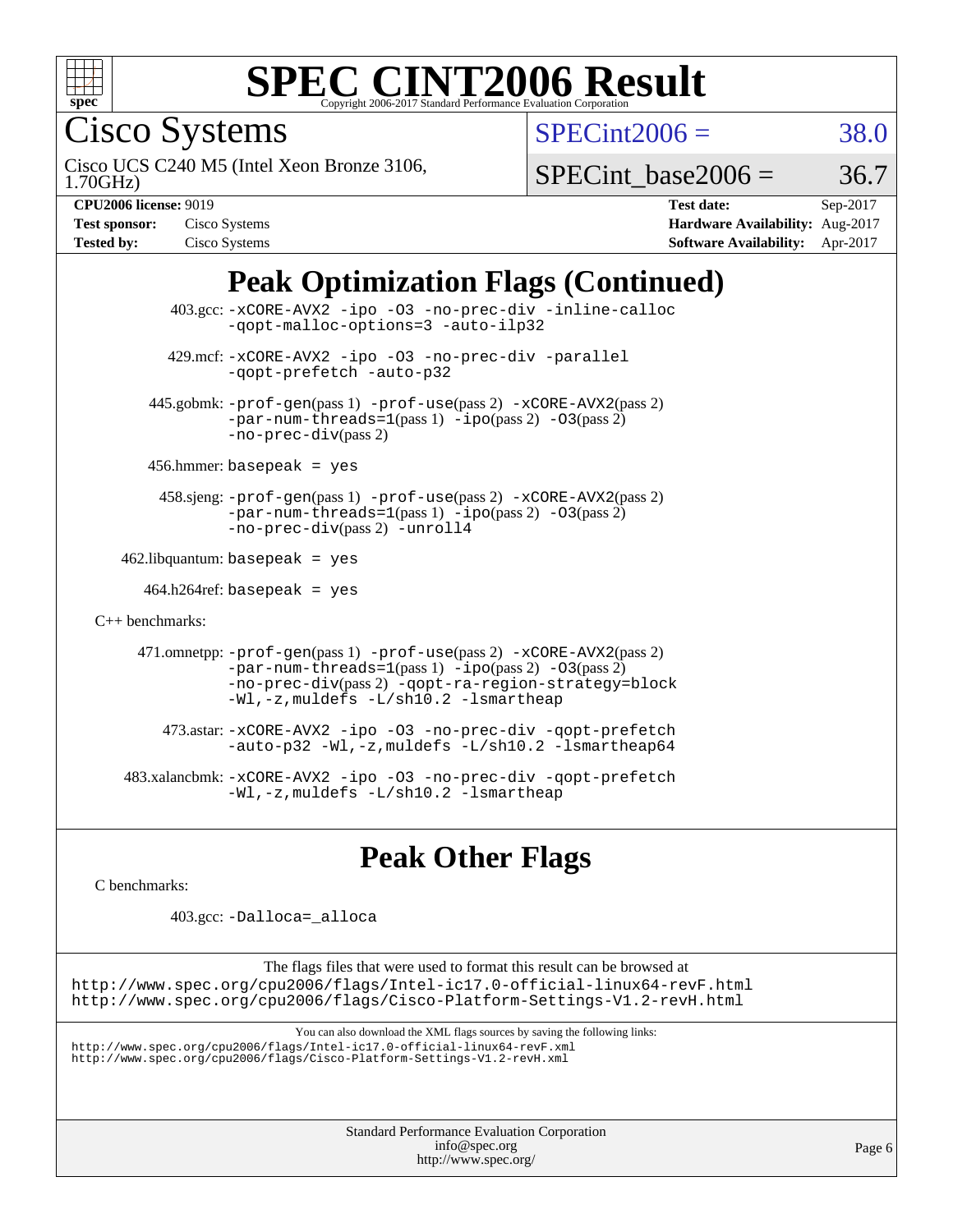# SPEC CINT2006 Result

Copyright 2006-2017 Standard Performance Evaluation Corporation

## Cisco Systems

Cisco UCS C240 M5 (Intel Xeon Bronze 3106, 1.70GHz)

SPECint2006 = 38.0

SPECint_base2006 = 36.7

| | | | |
|---|---|---|---|
| **CPU2006 license:** 9019 | | **Test date:** | Sep-2017 |
| **Test sponsor:** | Cisco Systems | **Hardware Availability:** | Aug-2017 |
| **Tested by:** | Cisco Systems | **Software Availability:** | Apr-2017 |

## Peak Optimization Flags (Continued)

403.gcc: `-xCORE-AVX2 -ipo -O3 -no-prec-div -inline-calloc -qopt-malloc-options=3 -auto-ilp32`

429.mcf: `-xCORE-AVX2 -ipo -O3 -no-prec-div -parallel -qopt-prefetch -auto-p32`

445.gobmk: `-prof-gen`(pass 1) `-prof-use`(pass 2) `-xCORE-AVX2`(pass 2) `-par-num-threads=1`(pass 1) `-ipo`(pass 2) `-O3`(pass 2) `-no-prec-div`(pass 2)

456.hmmer: `basepeak = yes`

458.sjeng: `-prof-gen`(pass 1) `-prof-use`(pass 2) `-xCORE-AVX2`(pass 2) `-par-num-threads=1`(pass 1) `-ipo`(pass 2) `-O3`(pass 2) `-no-prec-div`(pass 2) `-unroll4`

462.libquantum: `basepeak = yes`

464.h264ref: `basepeak = yes`

C++ benchmarks:

471.omnetpp: `-prof-gen`(pass 1) `-prof-use`(pass 2) `-xCORE-AVX2`(pass 2) `-par-num-threads=1`(pass 1) `-ipo`(pass 2) `-O3`(pass 2) `-no-prec-div`(pass 2) `-qopt-ra-region-strategy=block -Wl,-z,muldefs -L/sh10.2 -lsmartheap`

473.astar: `-xCORE-AVX2 -ipo -O3 -no-prec-div -qopt-prefetch -auto-p32 -Wl,-z,muldefs -L/sh10.2 -lsmartheap64`

483.xalancbmk: `-xCORE-AVX2 -ipo -O3 -no-prec-div -qopt-prefetch -Wl,-z,muldefs -L/sh10.2 -lsmartheap`

## Peak Other Flags

C benchmarks:

403.gcc: `-Dalloca=_alloca`

The flags files that were used to format this result can be browsed at
http://www.spec.org/cpu2006/flags/Intel-ic17.0-official-linux64-revF.html
http://www.spec.org/cpu2006/flags/Cisco-Platform-Settings-V1.2-revH.html

You can also download the XML flags sources by saving the following links:
http://www.spec.org/cpu2006/flags/Intel-ic17.0-official-linux64-revF.xml
http://www.spec.org/cpu2006/flags/Cisco-Platform-Settings-V1.2-revH.xml

Standard Performance Evaluation Corporation
info@spec.org
http://www.spec.org/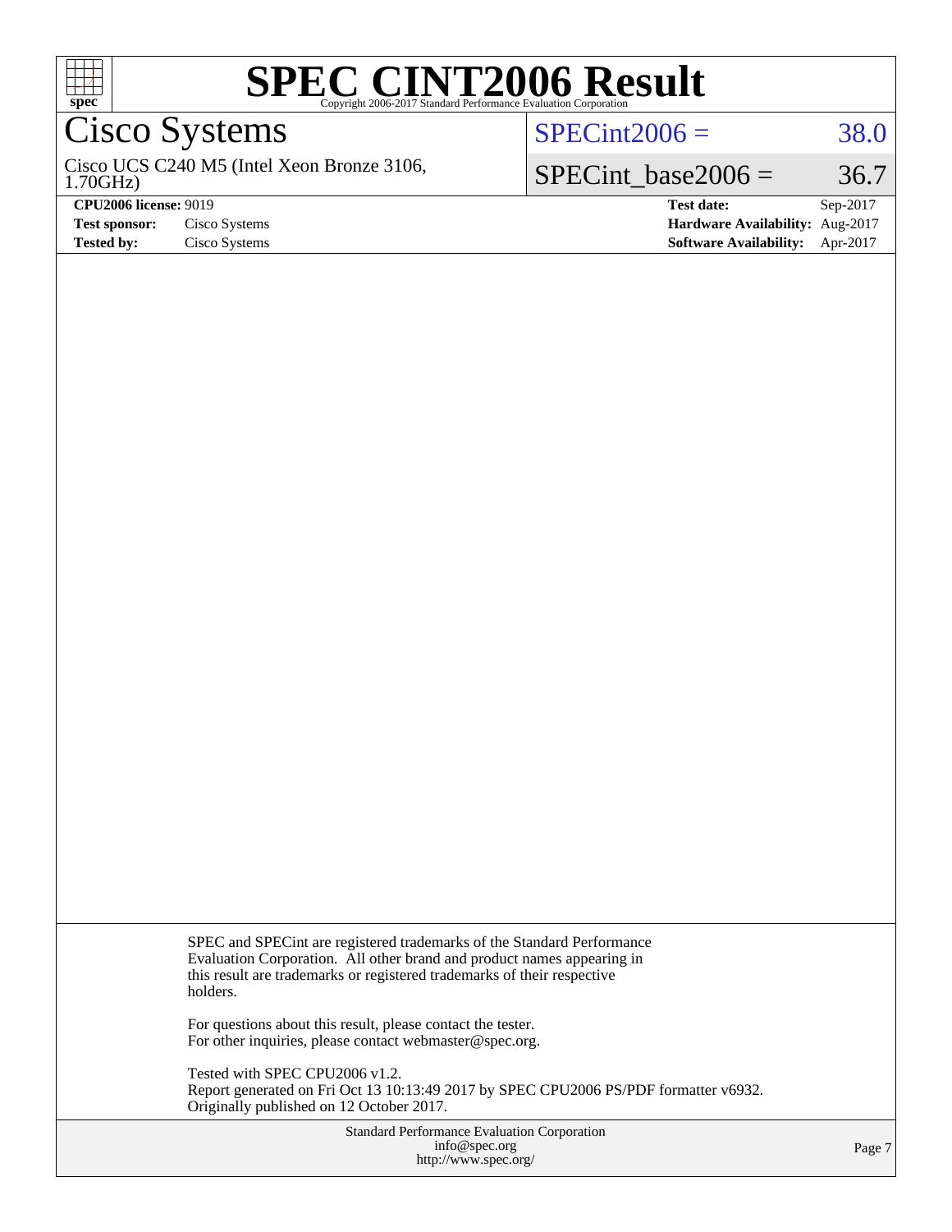SPEC and SPECint are registered trademarks of the Standard Performance Evaluation Corporation. All other brand and product names appearing in this result are trademarks or registered trademarks of their respective holders.

For questions about this result, please contact the tester.
For other inquiries, please contact webmaster@spec.org.

Tested with SPEC CPU2006 v1.2.
Report generated on Fri Oct 13 10:13:49 2017 by SPEC CPU2006 PS/PDF formatter v6932.
Originally published on 12 October 2017.